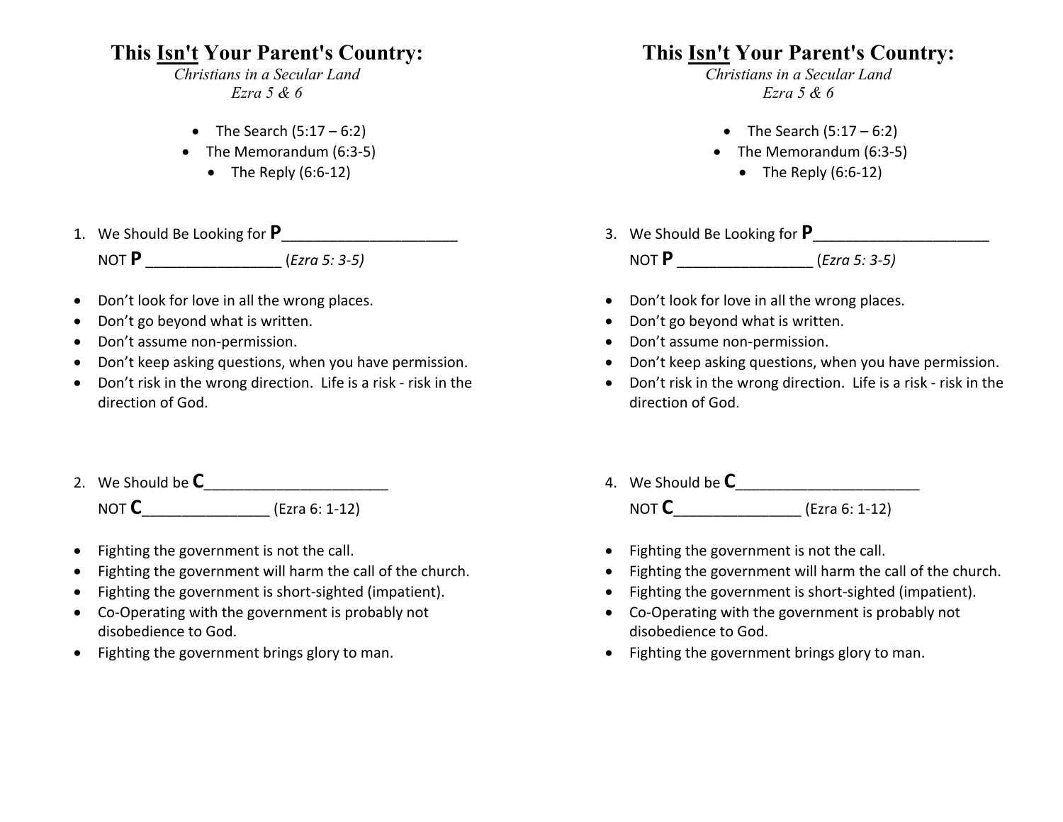# This Isn't Your Parent's Country:

*Christians in a Secular Land*
*Ezra 5 & 6*

- The Search (5:17 – 6:2)
- The Memorandum (6:3-5)
- The Reply (6:6-12)

1. We Should Be Looking for **P**______________________
   NOT **P** _________________ (*Ezra 5: 3-5)*

- Don't look for love in all the wrong places.
- Don't go beyond what is written.
- Don't assume non-permission.
- Don't keep asking questions, when you have permission.
- Don't risk in the wrong direction. Life is a risk - risk in the direction of God.

2. We Should be **C**_______________________
   NOT **C**________________ (Ezra 6: 1-12)

- Fighting the government is not the call.
- Fighting the government will harm the call of the church.
- Fighting the government is short-sighted (impatient).
- Co-Operating with the government is probably not disobedience to God.
- Fighting the government brings glory to man.

# This Isn't Your Parent's Country:

*Christians in a Secular Land*
*Ezra 5 & 6*

- The Search (5:17 – 6:2)
- The Memorandum (6:3-5)
- The Reply (6:6-12)

3. We Should Be Looking for **P**______________________
   NOT **P** _________________ (*Ezra 5: 3-5)*

- Don't look for love in all the wrong places.
- Don't go beyond what is written.
- Don't assume non-permission.
- Don't keep asking questions, when you have permission.
- Don't risk in the wrong direction. Life is a risk - risk in the direction of God.

4. We Should be **C**_______________________
   NOT **C**________________ (Ezra 6: 1-12)

- Fighting the government is not the call.
- Fighting the government will harm the call of the church.
- Fighting the government is short-sighted (impatient).
- Co-Operating with the government is probably not disobedience to God.
- Fighting the government brings glory to man.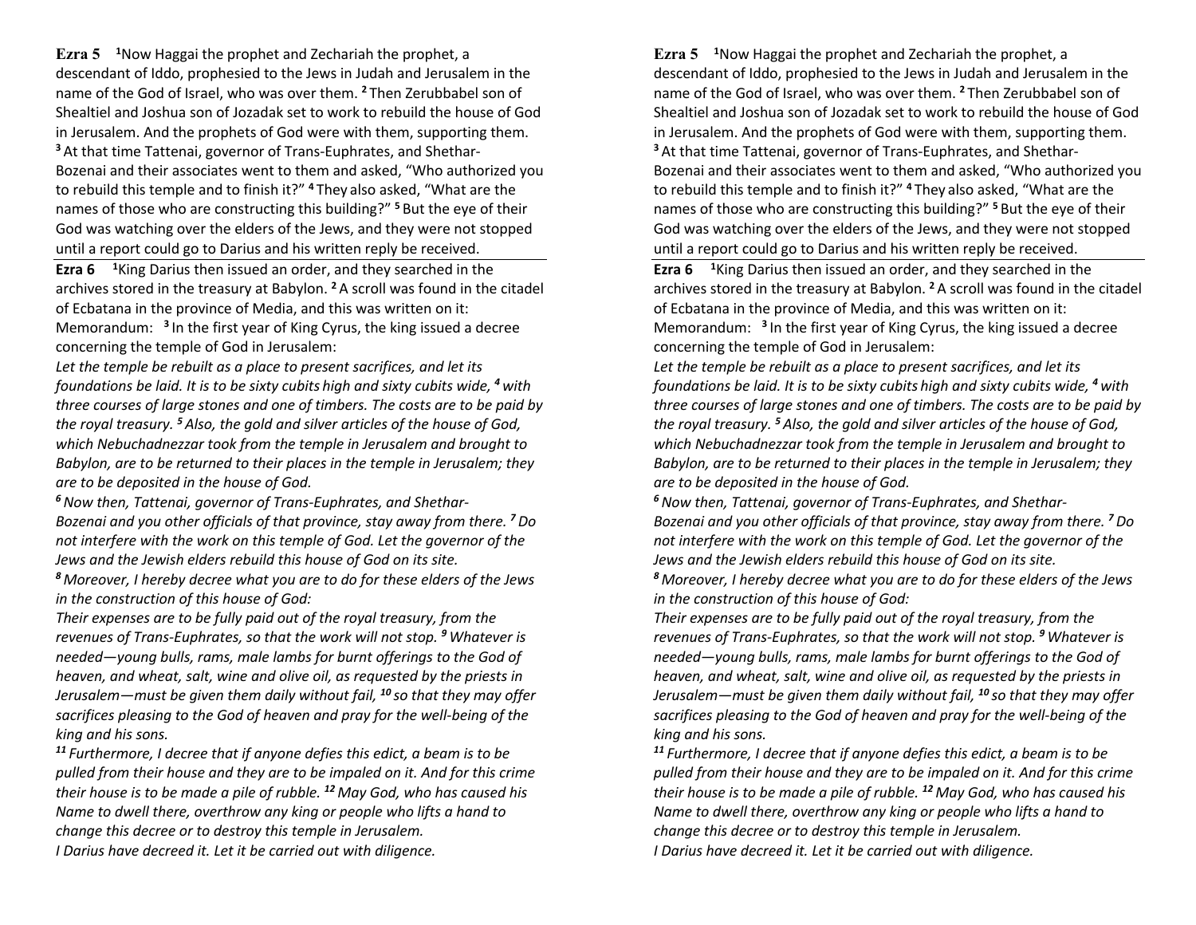**Ezra 5** **1**Now Haggai the prophet and Zechariah the prophet, a descendant of Iddo, prophesied to the Jews in Judah and Jerusalem in the name of the God of Israel, who was over them. **2** Then Zerubbabel son of Shealtiel and Joshua son of Jozadak set to work to rebuild the house of God in Jerusalem. And the prophets of God were with them, supporting them. **3** At that time Tattenai, governor of Trans-Euphrates, and Shethar-Bozenai and their associates went to them and asked, "Who authorized you to rebuild this temple and to finish it?" **4** They also asked, "What are the names of those who are constructing this building?" **5** But the eye of their God was watching over the elders of the Jews, and they were not stopped until a report could go to Darius and his written reply be received.

---

**Ezra 6** **1**King Darius then issued an order, and they searched in the archives stored in the treasury at Babylon. **2** A scroll was found in the citadel of Ecbatana in the province of Media, and this was written on it:
Memorandum: **3** In the first year of King Cyrus, the king issued a decree concerning the temple of God in Jerusalem:

*Let the temple be rebuilt as a place to present sacrifices, and let its foundations be laid. It is to be sixty cubits high and sixty cubits wide, **4** with three courses of large stones and one of timbers. The costs are to be paid by the royal treasury. **5** Also, the gold and silver articles of the house of God, which Nebuchadnezzar took from the temple in Jerusalem and brought to Babylon, are to be returned to their places in the temple in Jerusalem; they are to be deposited in the house of God.*

***6** Now then, Tattenai, governor of Trans-Euphrates, and Shethar-Bozenai and you other officials of that province, stay away from there. **7** Do not interfere with the work on this temple of God. Let the governor of the Jews and the Jewish elders rebuild this house of God on its site.*

***8** Moreover, I hereby decree what you are to do for these elders of the Jews in the construction of this house of God:*

*Their expenses are to be fully paid out of the royal treasury, from the revenues of Trans-Euphrates, so that the work will not stop. **9** Whatever is needed—young bulls, rams, male lambs for burnt offerings to the God of heaven, and wheat, salt, wine and olive oil, as requested by the priests in Jerusalem—must be given them daily without fail, **10** so that they may offer sacrifices pleasing to the God of heaven and pray for the well-being of the king and his sons.*

***11** Furthermore, I decree that if anyone defies this edict, a beam is to be pulled from their house and they are to be impaled on it. And for this crime their house is to be made a pile of rubble. **12** May God, who has caused his Name to dwell there, overthrow any king or people who lifts a hand to change this decree or to destroy this temple in Jerusalem.*

*I Darius have decreed it. Let it be carried out with diligence.*

**Ezra 5** **1**Now Haggai the prophet and Zechariah the prophet, a descendant of Iddo, prophesied to the Jews in Judah and Jerusalem in the name of the God of Israel, who was over them. **2** Then Zerubbabel son of Shealtiel and Joshua son of Jozadak set to work to rebuild the house of God in Jerusalem. And the prophets of God were with them, supporting them. **3** At that time Tattenai, governor of Trans-Euphrates, and Shethar-Bozenai and their associates went to them and asked, "Who authorized you to rebuild this temple and to finish it?" **4** They also asked, "What are the names of those who are constructing this building?" **5** But the eye of their God was watching over the elders of the Jews, and they were not stopped until a report could go to Darius and his written reply be received.

---

**Ezra 6** **1**King Darius then issued an order, and they searched in the archives stored in the treasury at Babylon. **2** A scroll was found in the citadel of Ecbatana in the province of Media, and this was written on it:
Memorandum: **3** In the first year of King Cyrus, the king issued a decree concerning the temple of God in Jerusalem:

*Let the temple be rebuilt as a place to present sacrifices, and let its foundations be laid. It is to be sixty cubits high and sixty cubits wide, **4** with three courses of large stones and one of timbers. The costs are to be paid by the royal treasury. **5** Also, the gold and silver articles of the house of God, which Nebuchadnezzar took from the temple in Jerusalem and brought to Babylon, are to be returned to their places in the temple in Jerusalem; they are to be deposited in the house of God.*

***6** Now then, Tattenai, governor of Trans-Euphrates, and Shethar-Bozenai and you other officials of that province, stay away from there. **7** Do not interfere with the work on this temple of God. Let the governor of the Jews and the Jewish elders rebuild this house of God on its site.*

***8** Moreover, I hereby decree what you are to do for these elders of the Jews in the construction of this house of God:*

*Their expenses are to be fully paid out of the royal treasury, from the revenues of Trans-Euphrates, so that the work will not stop. **9** Whatever is needed—young bulls, rams, male lambs for burnt offerings to the God of heaven, and wheat, salt, wine and olive oil, as requested by the priests in Jerusalem—must be given them daily without fail, **10** so that they may offer sacrifices pleasing to the God of heaven and pray for the well-being of the king and his sons.*

***11** Furthermore, I decree that if anyone defies this edict, a beam is to be pulled from their house and they are to be impaled on it. And for this crime their house is to be made a pile of rubble. **12** May God, who has caused his Name to dwell there, overthrow any king or people who lifts a hand to change this decree or to destroy this temple in Jerusalem.*

*I Darius have decreed it. Let it be carried out with diligence.*